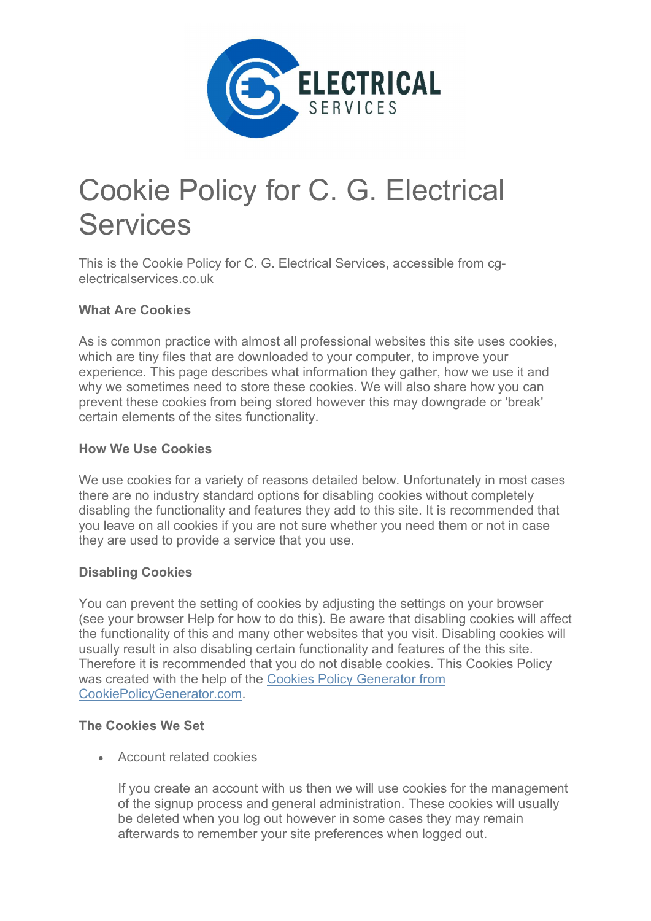# Cookie Policy for C. G. Electrical Services

This is the Cookie Policy for C. G. Electrical Services, accessible from cg-electricalservices.co.uk

**What Are Cookies**

As is common practice with almost all professional websites this site uses cookies, which are tiny files that are downloaded to your computer, to improve your experience. This page describes what information they gather, how we use it and why we sometimes need to store these cookies. We will also share how you can prevent these cookies from being stored however this may downgrade or 'break' certain elements of the sites functionality.

**How We Use Cookies**

We use cookies for a variety of reasons detailed below. Unfortunately in most cases there are no industry standard options for disabling cookies without completely disabling the functionality and features they add to this site. It is recommended that you leave on all cookies if you are not sure whether you need them or not in case they are used to provide a service that you use.

**Disabling Cookies**

You can prevent the setting of cookies by adjusting the settings on your browser (see your browser Help for how to do this). Be aware that disabling cookies will affect the functionality of this and many other websites that you visit. Disabling cookies will usually result in also disabling certain functionality and features of the this site. Therefore it is recommended that you do not disable cookies. This Cookies Policy was created with the help of the [Cookies Policy Generator from CookiePolicyGenerator.com](CookiePolicyGenerator.com).

**The Cookies We Set**

- Account related cookies

  If you create an account with us then we will use cookies for the management of the signup process and general administration. These cookies will usually be deleted when you log out however in some cases they may remain afterwards to remember your site preferences when logged out.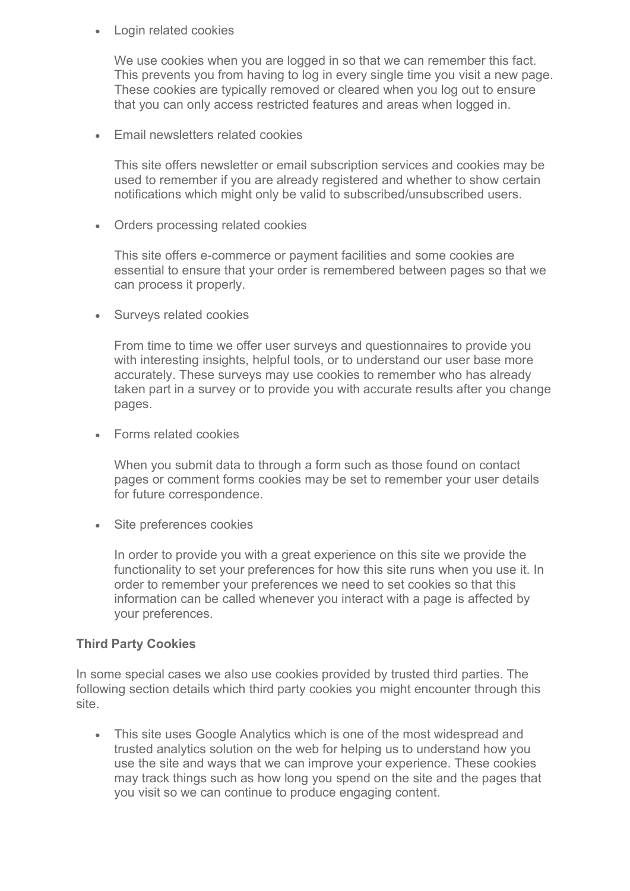- Login related cookies

  We use cookies when you are logged in so that we can remember this fact. This prevents you from having to log in every single time you visit a new page. These cookies are typically removed or cleared when you log out to ensure that you can only access restricted features and areas when logged in.

- Email newsletters related cookies

  This site offers newsletter or email subscription services and cookies may be used to remember if you are already registered and whether to show certain notifications which might only be valid to subscribed/unsubscribed users.

- Orders processing related cookies

  This site offers e-commerce or payment facilities and some cookies are essential to ensure that your order is remembered between pages so that we can process it properly.

- Surveys related cookies

  From time to time we offer user surveys and questionnaires to provide you with interesting insights, helpful tools, or to understand our user base more accurately. These surveys may use cookies to remember who has already taken part in a survey or to provide you with accurate results after you change pages.

- Forms related cookies

  When you submit data to through a form such as those found on contact pages or comment forms cookies may be set to remember your user details for future correspondence.

- Site preferences cookies

  In order to provide you with a great experience on this site we provide the functionality to set your preferences for how this site runs when you use it. In order to remember your preferences we need to set cookies so that this information can be called whenever you interact with a page is affected by your preferences.

**Third Party Cookies**

In some special cases we also use cookies provided by trusted third parties. The following section details which third party cookies you might encounter through this site.

- This site uses Google Analytics which is one of the most widespread and trusted analytics solution on the web for helping us to understand how you use the site and ways that we can improve your experience. These cookies may track things such as how long you spend on the site and the pages that you visit so we can continue to produce engaging content.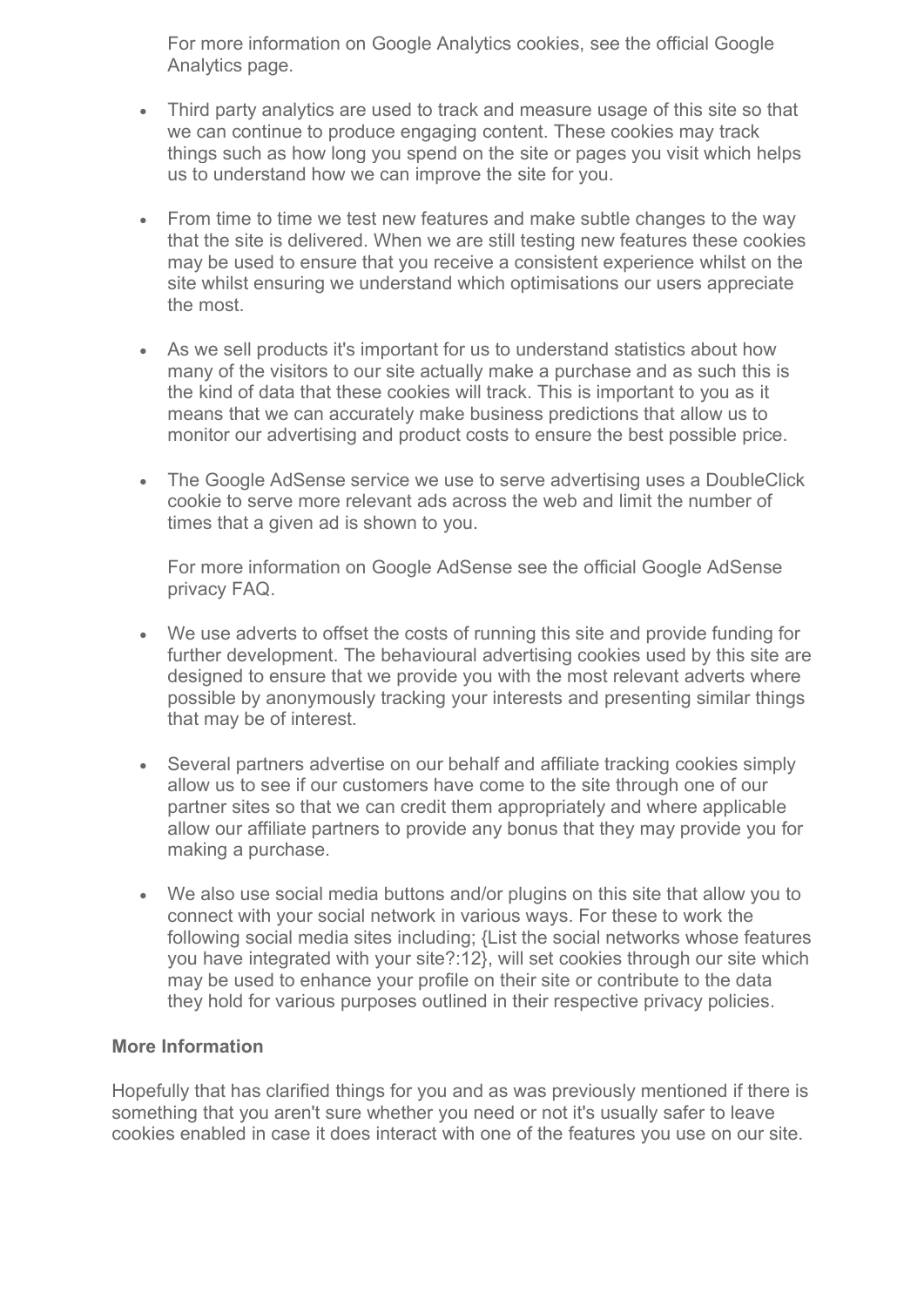For more information on Google Analytics cookies, see the official Google Analytics page.

- Third party analytics are used to track and measure usage of this site so that we can continue to produce engaging content. These cookies may track things such as how long you spend on the site or pages you visit which helps us to understand how we can improve the site for you.

- From time to time we test new features and make subtle changes to the way that the site is delivered. When we are still testing new features these cookies may be used to ensure that you receive a consistent experience whilst on the site whilst ensuring we understand which optimisations our users appreciate the most.

- As we sell products it's important for us to understand statistics about how many of the visitors to our site actually make a purchase and as such this is the kind of data that these cookies will track. This is important to you as it means that we can accurately make business predictions that allow us to monitor our advertising and product costs to ensure the best possible price.

- The Google AdSense service we use to serve advertising uses a DoubleClick cookie to serve more relevant ads across the web and limit the number of times that a given ad is shown to you.

  For more information on Google AdSense see the official Google AdSense privacy FAQ.

- We use adverts to offset the costs of running this site and provide funding for further development. The behavioural advertising cookies used by this site are designed to ensure that we provide you with the most relevant adverts where possible by anonymously tracking your interests and presenting similar things that may be of interest.

- Several partners advertise on our behalf and affiliate tracking cookies simply allow us to see if our customers have come to the site through one of our partner sites so that we can credit them appropriately and where applicable allow our affiliate partners to provide any bonus that they may provide you for making a purchase.

- We also use social media buttons and/or plugins on this site that allow you to connect with your social network in various ways. For these to work the following social media sites including; {List the social networks whose features you have integrated with your site?:12}, will set cookies through our site which may be used to enhance your profile on their site or contribute to the data they hold for various purposes outlined in their respective privacy policies.

**More Information**

Hopefully that has clarified things for you and as was previously mentioned if there is something that you aren't sure whether you need or not it's usually safer to leave cookies enabled in case it does interact with one of the features you use on our site.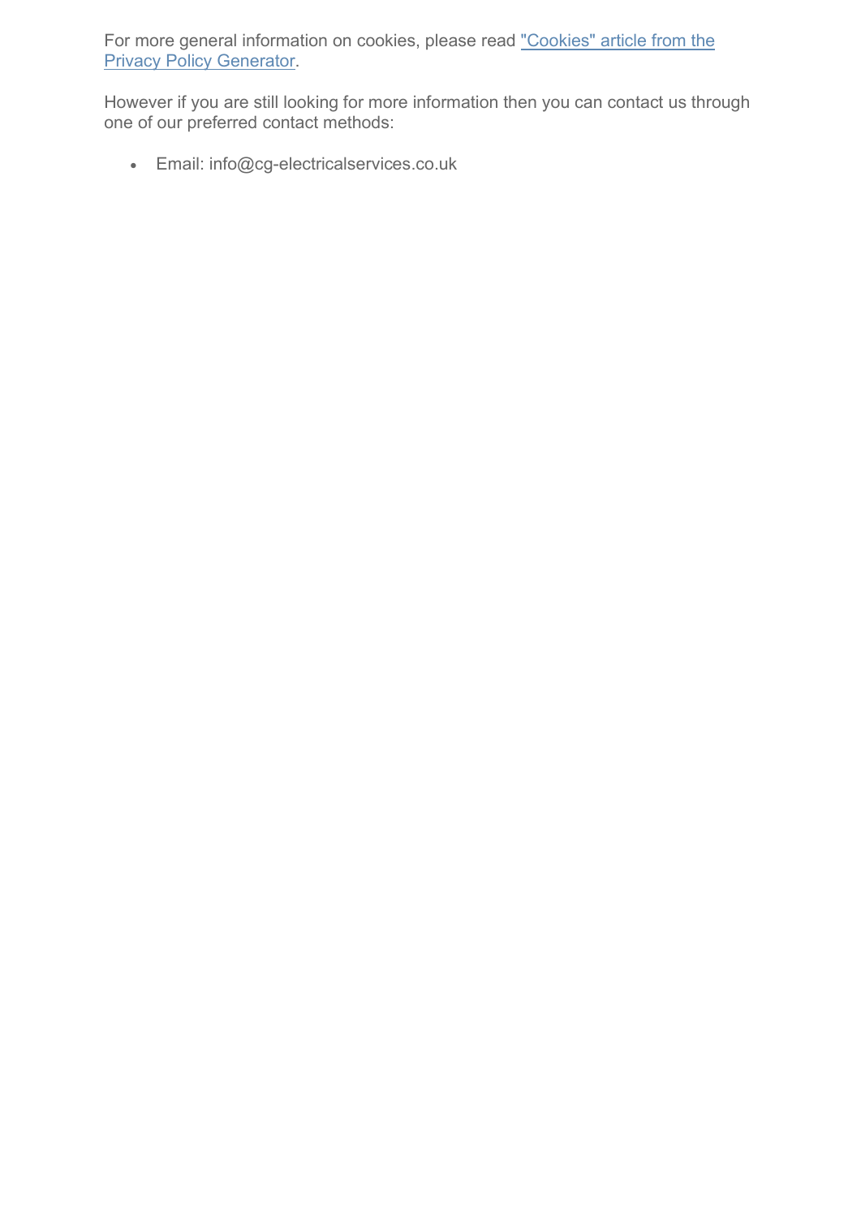For more general information on cookies, please read "Cookies" article from the Privacy Policy Generator.

However if you are still looking for more information then you can contact us through one of our preferred contact methods:

- Email: info@cg-electricalservices.co.uk